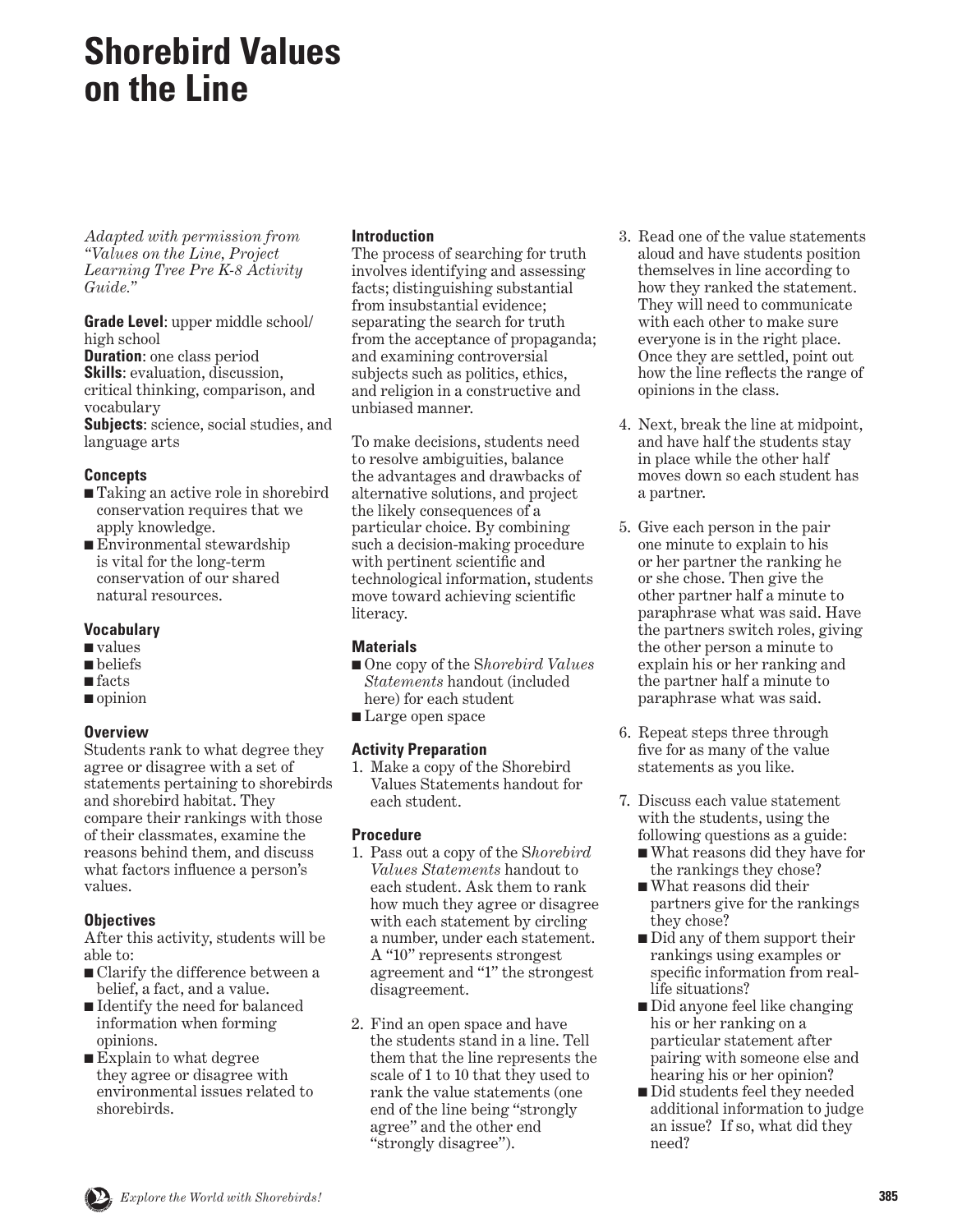# Shorebird Values on the Line

*Adapted with permission from "Values on the Line, Project Learning Tree Pre K-8 Activity Guide."*

**Grade Level**: upper middle school/ high school
**Duration**: one class period
**Skills**: evaluation, discussion, critical thinking, comparison, and vocabulary
**Subjects**: science, social studies, and language arts

### Concepts

- Taking an active role in shorebird conservation requires that we apply knowledge.
- Environmental stewardship is vital for the long-term conservation of our shared natural resources.

### Vocabulary

- values
- beliefs
- facts
- opinion

### Overview

Students rank to what degree they agree or disagree with a set of statements pertaining to shorebirds and shorebird habitat. They compare their rankings with those of their classmates, examine the reasons behind them, and discuss what factors influence a person's values.

### Objectives

After this activity, students will be able to:

- Clarify the difference between a belief, a fact, and a value.
- Identify the need for balanced information when forming opinions.
- Explain to what degree they agree or disagree with environmental issues related to shorebirds.

### Introduction

The process of searching for truth involves identifying and assessing facts; distinguishing substantial from insubstantial evidence; separating the search for truth from the acceptance of propaganda; and examining controversial subjects such as politics, ethics, and religion in a constructive and unbiased manner.

To make decisions, students need to resolve ambiguities, balance the advantages and drawbacks of alternative solutions, and project the likely consequences of a particular choice. By combining such a decision-making procedure with pertinent scientific and technological information, students move toward achieving scientific literacy.

### Materials

- One copy of the S*horebird Values Statements* handout (included here) for each student
- Large open space

### Activity Preparation

1. Make a copy of the Shorebird Values Statements handout for each student.

### Procedure

1. Pass out a copy of the S*horebird Values Statements* handout to each student. Ask them to rank how much they agree or disagree with each statement by circling a number, under each statement. A "10" represents strongest agreement and "1" the strongest disagreement.
2. Find an open space and have the students stand in a line. Tell them that the line represents the scale of 1 to 10 that they used to rank the value statements (one end of the line being "strongly agree" and the other end "strongly disagree").
3. Read one of the value statements aloud and have students position themselves in line according to how they ranked the statement. They will need to communicate with each other to make sure everyone is in the right place. Once they are settled, point out how the line reflects the range of opinions in the class.
4. Next, break the line at midpoint, and have half the students stay in place while the other half moves down so each student has a partner.
5. Give each person in the pair one minute to explain to his or her partner the ranking he or she chose. Then give the other partner half a minute to paraphrase what was said. Have the partners switch roles, giving the other person a minute to explain his or her ranking and the partner half a minute to paraphrase what was said.
6. Repeat steps three through five for as many of the value statements as you like.
7. Discuss each value statement with the students, using the following questions as a guide:
   - What reasons did they have for the rankings they chose?
   - What reasons did their partners give for the rankings they chose?
   - Did any of them support their rankings using examples or specific information from real-life situations?
   - Did anyone feel like changing his or her ranking on a particular statement after pairing with someone else and hearing his or her opinion?
   - Did students feel they needed additional information to judge an issue? If so, what did they need?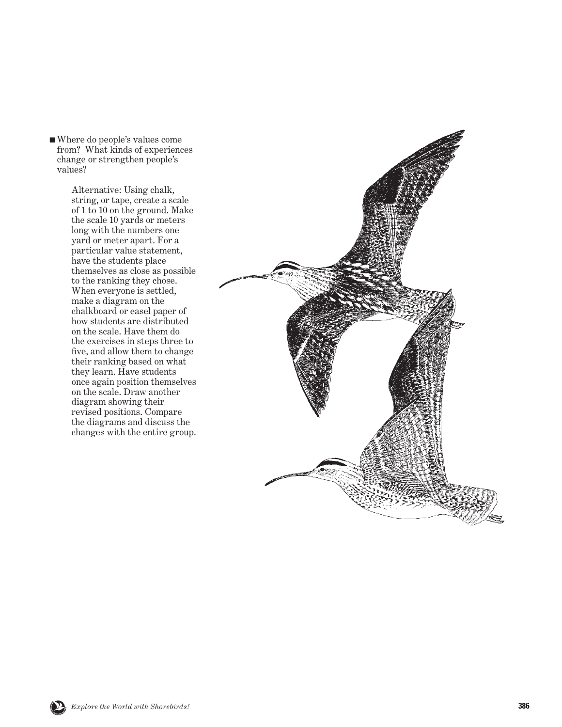- Where do people's values come from? What kinds of experiences change or strengthen people's values?

    Alternative: Using chalk, string, or tape, create a scale of 1 to 10 on the ground. Make the scale 10 yards or meters long with the numbers one yard or meter apart. For a particular value statement, have the students place themselves as close as possible to the ranking they chose. When everyone is settled, make a diagram on the chalkboard or easel paper of how students are distributed on the scale. Have them do the exercises in steps three to five, and allow them to change their ranking based on what they learn. Have students once again position themselves on the scale. Draw another diagram showing their revised positions. Compare the diagrams and discuss the changes with the entire group.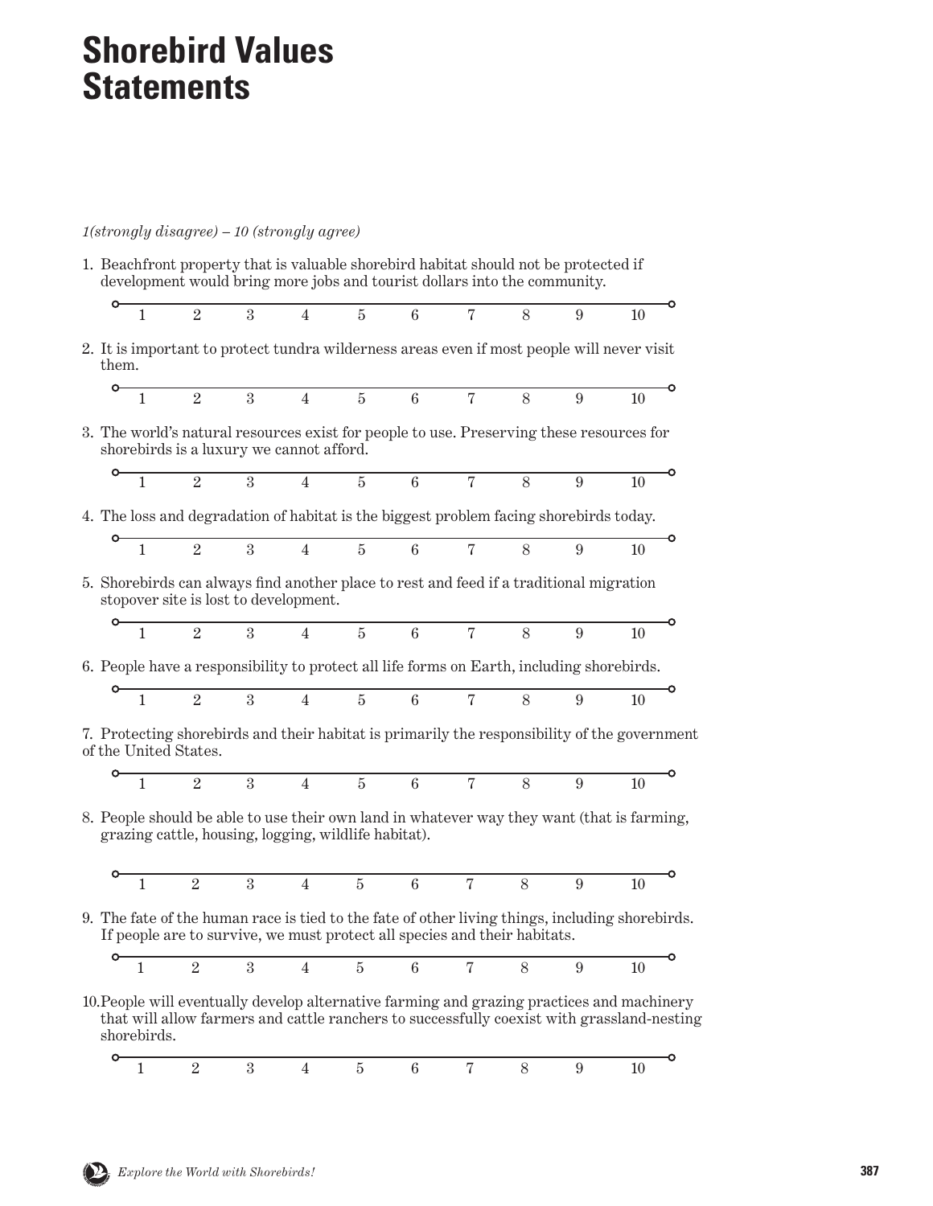# Shorebird Values Statements

*1(strongly disagree) – 10 (strongly agree)*

1. Beachfront property that is valuable shorebird habitat should not be protected if development would bring more jobs and tourist dollars into the community.

1 2 3 4 5 6 7 8 9 10

2. It is important to protect tundra wilderness areas even if most people will never visit them.

1 2 3 4 5 6 7 8 9 10

3. The world's natural resources exist for people to use. Preserving these resources for shorebirds is a luxury we cannot afford.

1 2 3 4 5 6 7 8 9 10

4. The loss and degradation of habitat is the biggest problem facing shorebirds today.

1 2 3 4 5 6 7 8 9 10

5. Shorebirds can always find another place to rest and feed if a traditional migration stopover site is lost to development.

1 2 3 4 5 6 7 8 9 10

6. People have a responsibility to protect all life forms on Earth, including shorebirds.

1 2 3 4 5 6 7 8 9 10

7. Protecting shorebirds and their habitat is primarily the responsibility of the government of the United States.

1 2 3 4 5 6 7 8 9 10

8. People should be able to use their own land in whatever way they want (that is farming, grazing cattle, housing, logging, wildlife habitat).

1 2 3 4 5 6 7 8 9 10

9. The fate of the human race is tied to the fate of other living things, including shorebirds. If people are to survive, we must protect all species and their habitats.

1 2 3 4 5 6 7 8 9 10

10. People will eventually develop alternative farming and grazing practices and machinery that will allow farmers and cattle ranchers to successfully coexist with grassland-nesting shorebirds.

1 2 3 4 5 6 7 8 9 10